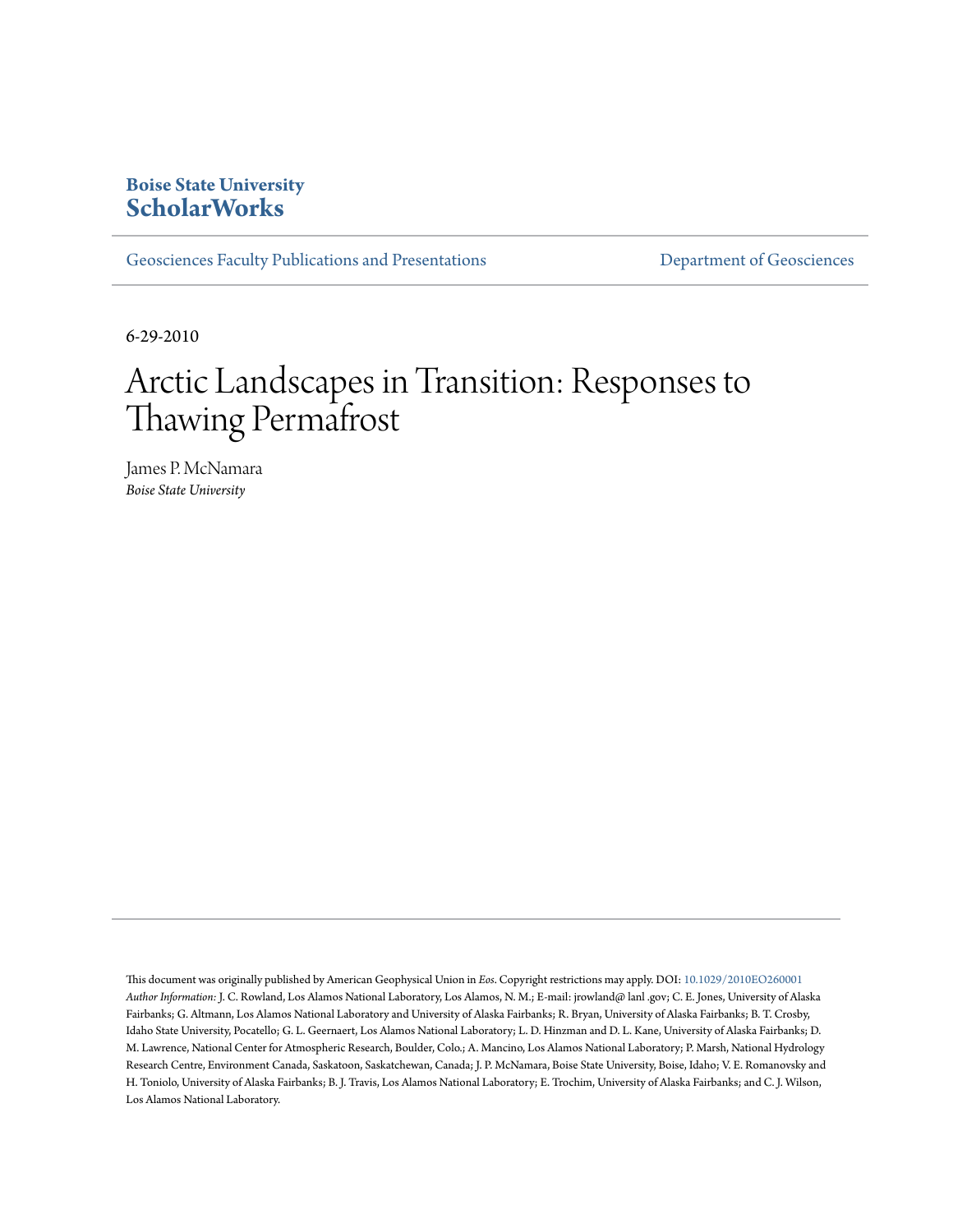**Boise State University**
**ScholarWorks**

Geosciences Faculty Publications and Presentations | Department of Geosciences

6-29-2010

# Arctic Landscapes in Transition: Responses to Thawing Permafrost

James P. McNamara
*Boise State University*

This document was originally published by American Geophysical Union in *Eos*. Copyright restrictions may apply. DOI: 10.1029/2010EO260001

*Author Information:* J. C. Rowland, Los Alamos National Laboratory, Los Alamos, N. M.; E-mail: jrowland@ lanl .gov; C. E. Jones, University of Alaska Fairbanks; G. Altmann, Los Alamos National Laboratory and University of Alaska Fairbanks; R. Bryan, University of Alaska Fairbanks; B. T. Crosby, Idaho State University, Pocatello; G. L. Geernaert, Los Alamos National Laboratory; L. D. Hinzman and D. L. Kane, University of Alaska Fairbanks; D. M. Lawrence, National Center for Atmospheric Research, Boulder, Colo.; A. Mancino, Los Alamos National Laboratory; P. Marsh, National Hydrology Research Centre, Environment Canada, Saskatoon, Saskatchewan, Canada; J. P. McNamara, Boise State University, Boise, Idaho; V. E. Romanovsky and H. Toniolo, University of Alaska Fairbanks; B. J. Travis, Los Alamos National Laboratory; E. Trochim, University of Alaska Fairbanks; and C. J. Wilson, Los Alamos National Laboratory.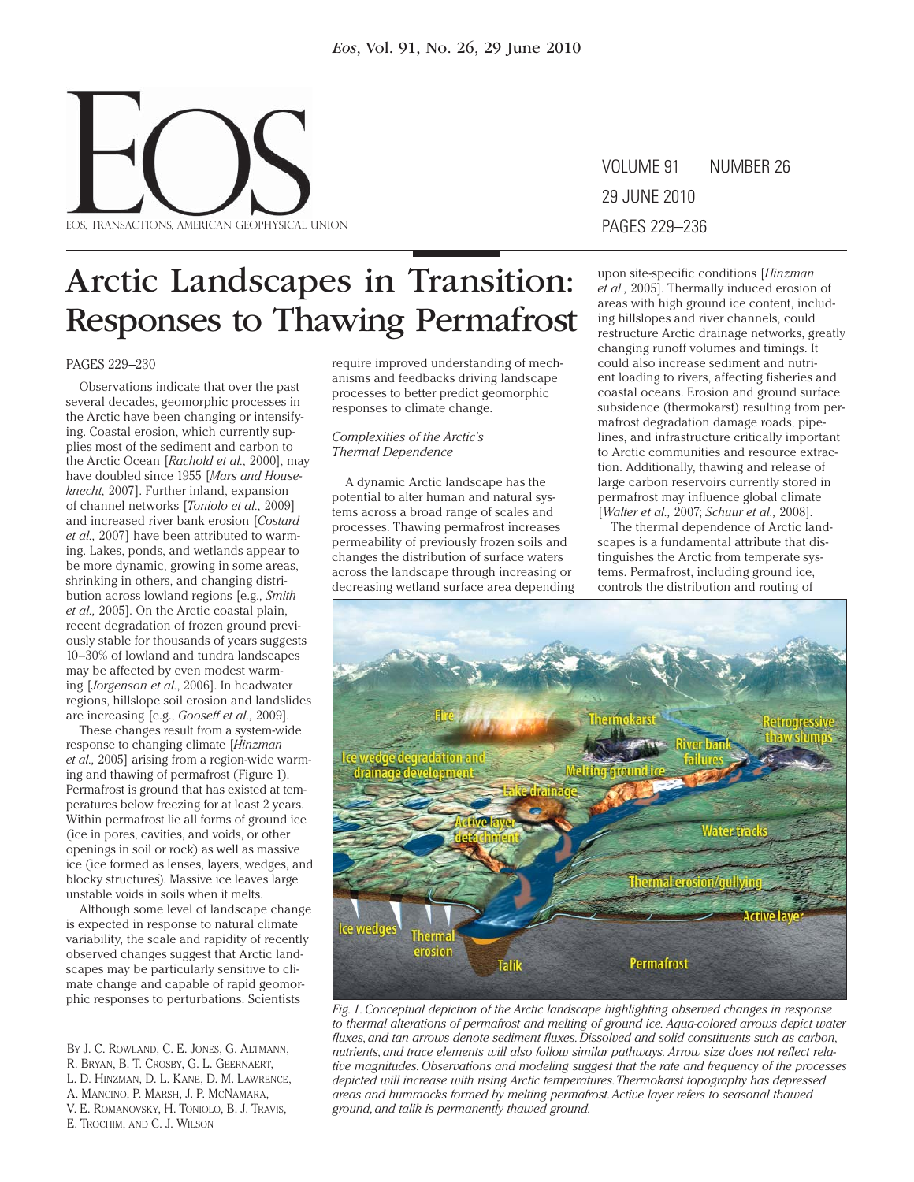# Arctic Landscapes in Transition: Responses to Thawing Permafrost

PAGES 229–230

Observations indicate that over the past several decades, geomorphic processes in the Arctic have been changing or intensifying. Coastal erosion, which currently supplies most of the sediment and carbon to the Arctic Ocean [*Rachold et al.,* 2000], may have doubled since 1955 [*Mars and Houseknecht,* 2007]. Further inland, expansion of channel networks [*Toniolo et al.,* 2009] and increased river bank erosion [*Costard et al.,* 2007] have been attributed to warming. Lakes, ponds, and wetlands appear to be more dynamic, growing in some areas, shrinking in others, and changing distribution across lowland regions [e.g., *Smith et al.,* 2005]. On the Arctic coastal plain, recent degradation of frozen ground previously stable for thousands of years suggests 10–30% of lowland and tundra landscapes may be affected by even modest warming [*Jorgenson et al.*, 2006]. In headwater regions, hillslope soil erosion and landslides are increasing [e.g., *Gooseff et al.,* 2009].

These changes result from a system-wide response to changing climate [*Hinzman et al.,* 2005] arising from a region-wide warming and thawing of permafrost (Figure 1). Permafrost is ground that has existed at temperatures below freezing for at least 2 years. Within permafrost lie all forms of ground ice (ice in pores, cavities, and voids, or other openings in soil or rock) as well as massive ice (ice formed as lenses, layers, wedges, and blocky structures). Massive ice leaves large unstable voids in soils when it melts.

Although some level of landscape change is expected in response to natural climate variability, the scale and rapidity of recently observed changes suggest that Arctic landscapes may be particularly sensitive to climate change and capable of rapid geomorphic responses to perturbations. Scientists require improved understanding of mechanisms and feedbacks driving landscape processes to better predict geomorphic responses to climate change.

## *Complexities of the Arctic's Thermal Dependence*

A dynamic Arctic landscape has the potential to alter human and natural systems across a broad range of scales and processes. Thawing permafrost increases permeability of previously frozen soils and changes the distribution of surface waters across the landscape through increasing or decreasing wetland surface area depending upon site-specific conditions [*Hinzman et al.,* 2005]. Thermally induced erosion of areas with high ground ice content, including hillslopes and river channels, could restructure Arctic drainage networks, greatly changing runoff volumes and timings. It could also increase sediment and nutrient loading to rivers, affecting fisheries and coastal oceans. Erosion and ground surface subsidence (thermokarst) resulting from permafrost degradation damage roads, pipelines, and infrastructure critically important to Arctic communities and resource extraction. Additionally, thawing and release of large carbon reservoirs currently stored in permafrost may influence global climate [*Walter et al.,* 2007; *Schuur et al.,* 2008].

The thermal dependence of Arctic landscapes is a fundamental attribute that distinguishes the Arctic from temperate systems. Permafrost, including ground ice, controls the distribution and routing of

Fire
Thermokarst
Retrogressive thaw slumps
River bank failures
Ice wedge degradation and drainage development
Melting ground ice
Lake drainage
Active layer detachment
Water tracks
Thermal erosion/gullying
Active layer
Ice wedges
Thermal erosion
Talik
Permafrost

*Fig. 1. Conceptual depiction of the Arctic landscape highlighting observed changes in response to thermal alterations of permafrost and melting of ground ice. Aqua-colored arrows depict water fluxes, and tan arrows denote sediment fluxes. Dissolved and solid constituents such as carbon, nutrients, and trace elements will also follow similar pathways. Arrow size does not reflect relative magnitudes. Observations and modeling suggest that the rate and frequency of the processes depicted will increase with rising Arctic temperatures. Thermokarst topography has depressed areas and hummocks formed by melting permafrost. Active layer refers to seasonal thawed ground, and talik is permanently thawed ground.*

BY J. C. ROWLAND, C. E. JONES, G. ALTMANN, R. BRYAN, B. T. CROSBY, G. L. GEERNAERT, L. D. HINZMAN, D. L. KANE, D. M. LAWRENCE, A. MANCINO, P. MARSH, J. P. MCNAMARA, V. E. ROMANOVSKY, H. TONIOLO, B. J. TRAVIS, E. TROCHIM, AND C. J. WILSON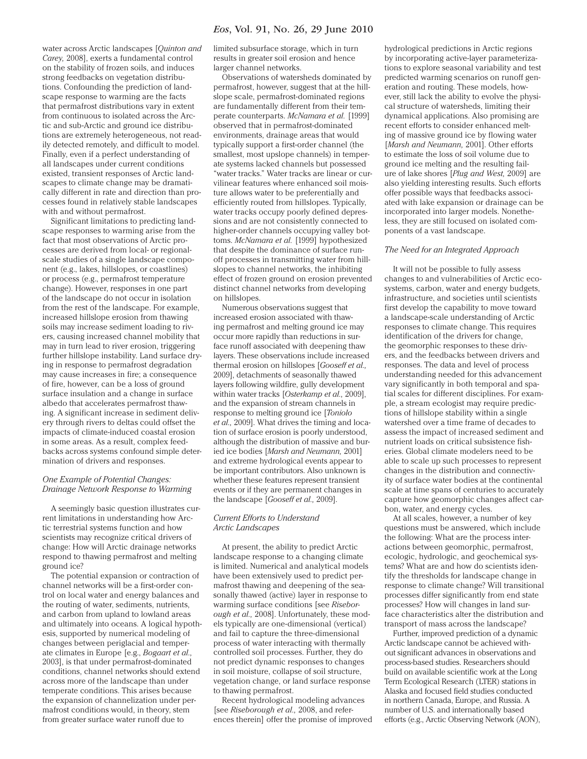water across Arctic landscapes [*Quinton and Carey*, 2008], exerts a fundamental control on the stability of frozen soils, and induces strong feedbacks on vegetation distributions. Confounding the prediction of landscape response to warming are the facts that permafrost distributions vary in extent from continuous to isolated across the Arctic and sub-Arctic and ground ice distributions are extremely heterogeneous, not readily detected remotely, and difficult to model. Finally, even if a perfect understanding of all landscapes under current conditions existed, transient responses of Arctic landscapes to climate change may be dramatically different in rate and direction than processes found in relatively stable landscapes with and without permafrost.

Significant limitations to predicting landscape responses to warming arise from the fact that most observations of Arctic processes are derived from local- or regional-scale studies of a single landscape component (e.g., lakes, hillslopes, or coastlines) or process (e.g., permafrost temperature change). However, responses in one part of the landscape do not occur in isolation from the rest of the landscape. For example, increased hillslope erosion from thawing soils may increase sediment loading to rivers, causing increased channel mobility that may in turn lead to river erosion, triggering further hillslope instability. Land surface drying in response to permafrost degradation may cause increases in fire; a consequence of fire, however, can be a loss of ground surface insulation and a change in surface albedo that accelerates permafrost thawing. A significant increase in sediment delivery through rivers to deltas could offset the impacts of climate-induced coastal erosion in some areas. As a result, complex feedbacks across systems confound simple determination of drivers and responses.

### *One Example of Potential Changes: Drainage Network Response to Warming*

A seemingly basic question illustrates current limitations in understanding how Arctic terrestrial systems function and how scientists may recognize critical drivers of change: How will Arctic drainage networks respond to thawing permafrost and melting ground ice?

The potential expansion or contraction of channel networks will be a first-order control on local water and energy balances and the routing of water, sediments, nutrients, and carbon from upland to lowland areas and ultimately into oceans. A logical hypothesis, supported by numerical modeling of changes between periglacial and temperate climates in Europe [e.g., *Bogaart et al.*, 2003], is that under permafrost-dominated conditions, channel networks should extend across more of the landscape than under temperate conditions. This arises because the expansion of channelization under permafrost conditions would, in theory, stem from greater surface water runoff due to limited subsurface storage, which in turn results in greater soil erosion and hence larger channel networks.

Observations of watersheds dominated by permafrost, however, suggest that at the hillslope scale, permafrost-dominated regions are fundamentally different from their temperate counterparts. *McNamara et al.* [1999] observed that in permafrost-dominated environments, drainage areas that would typically support a first-order channel (the smallest, most upslope channels) in temperate systems lacked channels but possessed "water tracks." Water tracks are linear or curvilinear features where enhanced soil moisture allows water to be preferentially and efficiently routed from hillslopes. Typically, water tracks occupy poorly defined depressions and are not consistently connected to higher-order channels occupying valley bottoms. *McNamara et al.* [1999] hypothesized that despite the dominance of surface runoff processes in transmitting water from hillslopes to channel networks, the inhibiting effect of frozen ground on erosion prevented distinct channel networks from developing on hillslopes.

Numerous observations suggest that increased erosion associated with thawing permafrost and melting ground ice may occur more rapidly than reductions in surface runoff associated with deepening thaw layers. These observations include increased thermal erosion on hillslopes [*Gooseff et al.*, 2009], detachments of seasonally thawed layers following wildfire, gully development within water tracks [*Osterkamp et al.*, 2009], and the expansion of stream channels in response to melting ground ice [*Toniolo et al.*, 2009]. What drives the timing and location of surface erosion is poorly understood, although the distribution of massive and buried ice bodies [*Marsh and Neumann*, 2001] and extreme hydrological events appear to be important contributors. Also unknown is whether these features represent transient events or if they are permanent changes in the landscape [*Gooseff et al.*, 2009].

### *Current Efforts to Understand Arctic Landscapes*

At present, the ability to predict Arctic landscape response to a changing climate is limited. Numerical and analytical models have been extensively used to predict permafrost thawing and deepening of the seasonally thawed (active) layer in response to warming surface conditions [see *Riseborough et al.*, 2008]. Unfortunately, these models typically are one-dimensional (vertical) and fail to capture the three-dimensional process of water interacting with thermally controlled soil processes. Further, they do not predict dynamic responses to changes in soil moisture, collapse of soil structure, vegetation change, or land surface response to thawing permafrost.

Recent hydrological modeling advances [see *Riseborough et al.*, 2008, and references therein] offer the promise of improved hydrological predictions in Arctic regions by incorporating active-layer parameterizations to explore seasonal variability and test predicted warming scenarios on runoff generation and routing. These models, however, still lack the ability to evolve the physical structure of watersheds, limiting their dynamical applications. Also promising are recent efforts to consider enhanced melting of massive ground ice by flowing water [*Marsh and Neumann*, 2001]. Other efforts to estimate the loss of soil volume due to ground ice melting and the resulting failure of lake shores [*Plug and West*, 2009] are also yielding interesting results. Such efforts offer possible ways that feedbacks associated with lake expansion or drainage can be incorporated into larger models. Nonetheless, they are still focused on isolated components of a vast landscape.

### *The Need for an Integrated Approach*

It will not be possible to fully assess changes to and vulnerabilities of Arctic ecosystems, carbon, water and energy budgets, infrastructure, and societies until scientists first develop the capability to move toward a landscape-scale understanding of Arctic responses to climate change. This requires identification of the drivers for change, the geomorphic responses to these drivers, and the feedbacks between drivers and responses. The data and level of process understanding needed for this advancement vary significantly in both temporal and spatial scales for different disciplines. For example, a stream ecologist may require predictions of hillslope stability within a single watershed over a time frame of decades to assess the impact of increased sediment and nutrient loads on critical subsistence fisheries. Global climate modelers need to be able to scale up such processes to represent changes in the distribution and connectivity of surface water bodies at the continental scale at time spans of centuries to accurately capture how geomorphic changes affect carbon, water, and energy cycles.

At all scales, however, a number of key questions must be answered, which include the following: What are the process interactions between geomorphic, permafrost, ecologic, hydrologic, and geochemical systems? What are and how do scientists identify the thresholds for landscape change in response to climate change? Will transitional processes differ significantly from end state processes? How will changes in land surface characteristics alter the distribution and transport of mass across the landscape?

Further, improved prediction of a dynamic Arctic landscape cannot be achieved without significant advances in observations and process-based studies. Researchers should build on available scientific work at the Long Term Ecological Research (LTER) stations in Alaska and focused field studies conducted in northern Canada, Europe, and Russia. A number of U.S. and internationally based efforts (e.g., Arctic Observing Network (AON),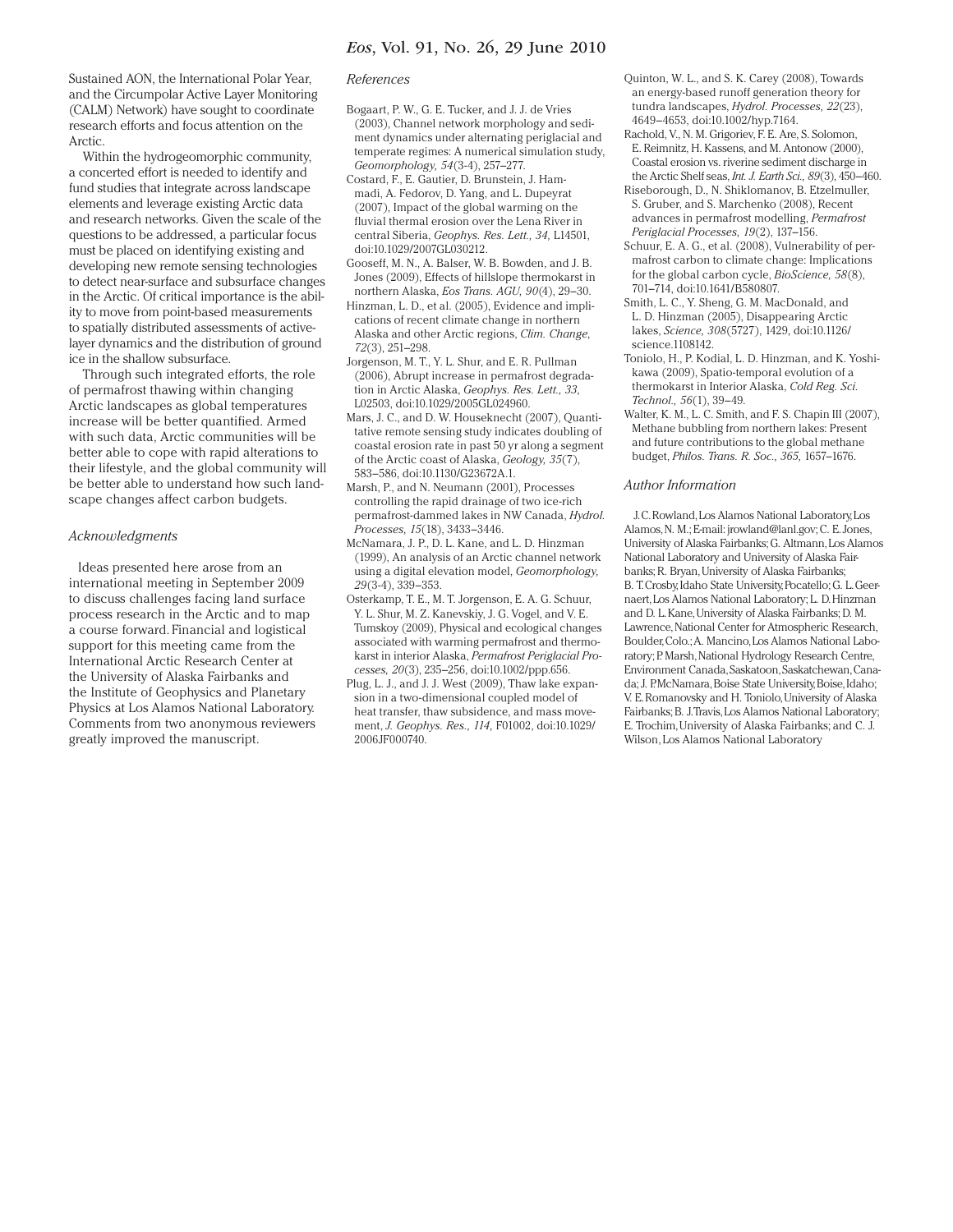Sustained AON, the International Polar Year, and the Circumpolar Active Layer Monitoring (CALM) Network) have sought to coordinate research efforts and focus attention on the Arctic.

Within the hydrogeomorphic community, a concerted effort is needed to identify and fund studies that integrate across landscape elements and leverage existing Arctic data and research networks. Given the scale of the questions to be addressed, a particular focus must be placed on identifying existing and developing new remote sensing technologies to detect near-surface and subsurface changes in the Arctic. Of critical importance is the ability to move from point-based measurements to spatially distributed assessments of active-layer dynamics and the distribution of ground ice in the shallow subsurface.

Through such integrated efforts, the role of permafrost thawing within changing Arctic landscapes as global temperatures increase will be better quantified. Armed with such data, Arctic communities will be better able to cope with rapid alterations to their lifestyle, and the global community will be better able to understand how such landscape changes affect carbon budgets.

## Acknowledgments

Ideas presented here arose from an international meeting in September 2009 to discuss challenges facing land surface process research in the Arctic and to map a course forward. Financial and logistical support for this meeting came from the International Arctic Research Center at the University of Alaska Fairbanks and the Institute of Geophysics and Planetary Physics at Los Alamos National Laboratory. Comments from two anonymous reviewers greatly improved the manuscript.

## References

Bogaart, P. W., G. E. Tucker, and J. J. de Vries (2003), Channel network morphology and sediment dynamics under alternating periglacial and temperate regimes: A numerical simulation study, *Geomorphology, 54*(3-4), 257–277.

Costard, F., E. Gautier, D. Brunstein, J. Hammadi, A. Fedorov, D. Yang, and L. Dupeyrat (2007), Impact of the global warming on the fluvial thermal erosion over the Lena River in central Siberia, *Geophys. Res. Lett., 34,* L14501, doi:10.1029/2007GL030212.

Gooseff, M. N., A. Balser, W. B. Bowden, and J. B. Jones (2009), Effects of hillslope thermokarst in northern Alaska, *Eos Trans. AGU, 90*(4), 29–30.

Hinzman, L. D., et al. (2005), Evidence and implications of recent climate change in northern Alaska and other Arctic regions, *Clim. Change, 72*(3), 251–298.

Jorgenson, M. T., Y. L. Shur, and E. R. Pullman (2006), Abrupt increase in permafrost degradation in Arctic Alaska, *Geophys. Res. Lett., 33,* L02503, doi:10.1029/2005GL024960.

Mars, J. C., and D. W. Houseknecht (2007), Quantitative remote sensing study indicates doubling of coastal erosion rate in past 50 yr along a segment of the Arctic coast of Alaska, *Geology, 35*(7), 583–586, doi:10.1130/G23672A.1.

Marsh, P., and N. Neumann (2001), Processes controlling the rapid drainage of two ice-rich permafrost-dammed lakes in NW Canada, *Hydrol. Processes, 15*(18), 3433–3446.

McNamara, J. P., D. L. Kane, and L. D. Hinzman (1999), An analysis of an Arctic channel network using a digital elevation model, *Geomorphology, 29*(3-4), 339–353.

Osterkamp, T. E., M. T. Jorgenson, E. A. G. Schuur, Y. L. Shur, M. Z. Kanevskiy, J. G. Vogel, and V. E. Tumskoy (2009), Physical and ecological changes associated with warming permafrost and thermokarst in interior Alaska, *Permafrost Periglacial Processes, 20*(3), 235–256, doi:10.1002/ppp.656.

Plug, L. J., and J. J. West (2009), Thaw lake expansion in a two-dimensional coupled model of heat transfer, thaw subsidence, and mass movement, *J. Geophys. Res., 114,* F01002, doi:10.1029/2006JF000740.

Quinton, W. L., and S. K. Carey (2008), Towards an energy-based runoff generation theory for tundra landscapes, *Hydrol. Processes, 22*(23), 4649–4653, doi:10.1002/hyp.7164.

Rachold, V., N. M. Grigoriev, F. E. Are, S. Solomon, E. Reimnitz, H. Kassens, and M. Antonow (2000), Coastal erosion vs. riverine sediment discharge in the Arctic Shelf seas, *Int. J. Earth Sci., 89*(3), 450–460.

Riseborough, D., N. Shiklomanov, B. Etzelmuller, S. Gruber, and S. Marchenko (2008), Recent advances in permafrost modelling, *Permafrost Periglacial Processes, 19*(2), 137–156.

Schuur, E. A. G., et al. (2008), Vulnerability of permafrost carbon to climate change: Implications for the global carbon cycle, *BioScience, 58*(8), 701–714, doi:10.1641/B580807.

Smith, L. C., Y. Sheng, G. M. MacDonald, and L. D. Hinzman (2005), Disappearing Arctic lakes, *Science, 308*(5727), 1429, doi:10.1126/science.1108142.

Toniolo, H., P. Kodial, L. D. Hinzman, and K. Yoshikawa (2009), Spatio-temporal evolution of a thermokarst in Interior Alaska, *Cold Reg. Sci. Technol., 56*(1), 39–49.

Walter, K. M., L. C. Smith, and F. S. Chapin III (2007), Methane bubbling from northern lakes: Present and future contributions to the global methane budget, *Philos. Trans. R. Soc., 365,* 1657–1676.

## Author Information

J. C. Rowland, Los Alamos National Laboratory, Los Alamos, N. M.; E-mail: jrowland@lanl.gov; C. E. Jones, University of Alaska Fairbanks; G. Altmann, Los Alamos National Laboratory and University of Alaska Fairbanks; R. Bryan, University of Alaska Fairbanks; B. T. Crosby, Idaho State University, Pocatello; G. L. Geernaert, Los Alamos National Laboratory; L. D. Hinzman and D. L. Kane, University of Alaska Fairbanks; D. M. Lawrence, National Center for Atmospheric Research, Boulder, Colo.; A. Mancino, Los Alamos National Laboratory; P. Marsh, National Hydrology Research Centre, Environment Canada, Saskatoon, Saskatchewan, Canada; J. P. McNamara, Boise State University, Boise, Idaho; V. E. Romanovsky and H. Toniolo, University of Alaska Fairbanks; B. J. Travis, Los Alamos National Laboratory; E. Trochim, University of Alaska Fairbanks; and C. J. Wilson, Los Alamos National Laboratory